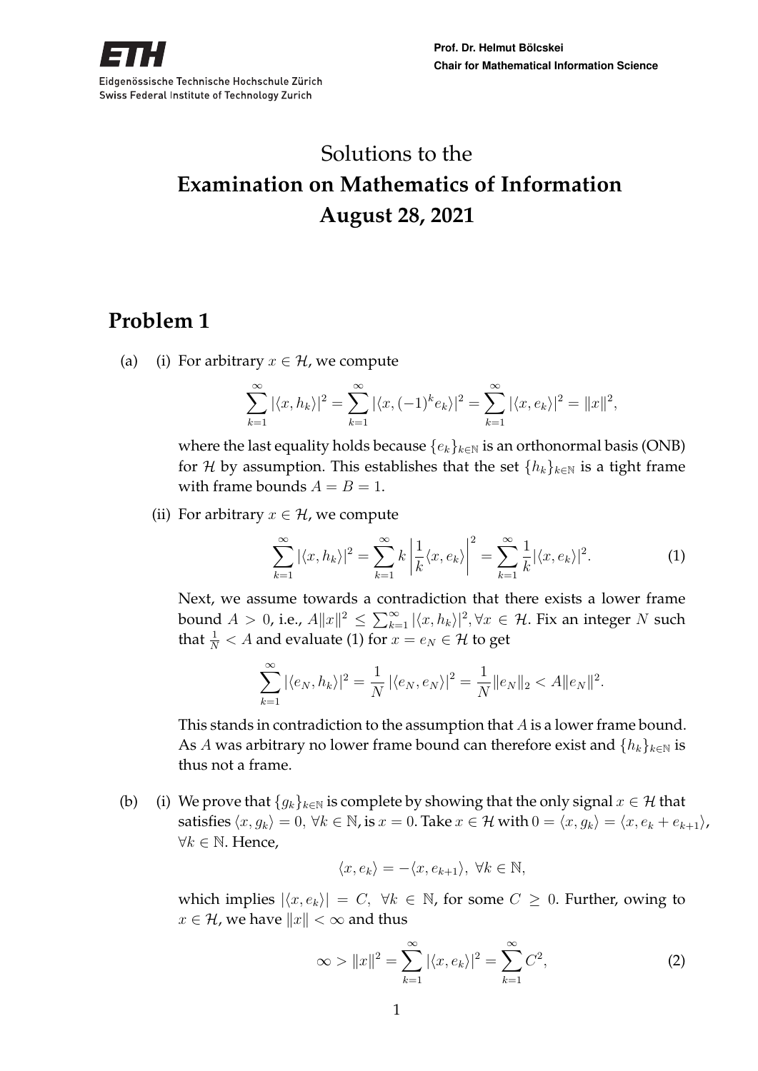Eidgenössische Technische Hochschule Zürich
Swiss Federal Institute of Technology Zurich

**Prof. Dr. Helmut Bölcskei**
**Chair for Mathematical Information Science**

# Solutions to the
# **Examination on Mathematics of Information**
# **August 28, 2021**

## Problem 1

(a) (i) For arbitrary $x \in \mathcal{H}$, we compute

$$\sum_{k=1}^{\infty} |\langle x, h_k \rangle|^2 = \sum_{k=1}^{\infty} |\langle x, (-1)^k e_k \rangle|^2 = \sum_{k=1}^{\infty} |\langle x, e_k \rangle|^2 = \|x\|^2,$$

where the last equality holds because $\{e_k\}_{k \in \mathbb{N}}$ is an orthonormal basis (ONB) for $\mathcal{H}$ by assumption. This establishes that the set $\{h_k\}_{k \in \mathbb{N}}$ is a tight frame with frame bounds $A = B = 1$.

(ii) For arbitrary $x \in \mathcal{H}$, we compute

$$\sum_{k=1}^{\infty} |\langle x, h_k \rangle|^2 = \sum_{k=1}^{\infty} k \left| \frac{1}{k} \langle x, e_k \rangle \right|^2 = \sum_{k=1}^{\infty} \frac{1}{k} |\langle x, e_k \rangle|^2. \tag{1}$$

Next, we assume towards a contradiction that there exists a lower frame bound $A > 0$, i.e., $A\|x\|^2 \leq \sum_{k=1}^{\infty} |\langle x, h_k \rangle|^2, \forall x \in \mathcal{H}$. Fix an integer $N$ such that $\frac{1}{N} < A$ and evaluate (1) for $x = e_N \in \mathcal{H}$ to get

$$\sum_{k=1}^{\infty} |\langle e_N, h_k \rangle|^2 = \frac{1}{N} |\langle e_N, e_N \rangle|^2 = \frac{1}{N} \|e_N\|_2 < A\|e_N\|^2.$$

This stands in contradiction to the assumption that $A$ is a lower frame bound. As $A$ was arbitrary no lower frame bound can therefore exist and $\{h_k\}_{k \in \mathbb{N}}$ is thus not a frame.

(b) (i) We prove that $\{g_k\}_{k \in \mathbb{N}}$ is complete by showing that the only signal $x \in \mathcal{H}$ that satisfies $\langle x, g_k \rangle = 0$, $\forall k \in \mathbb{N}$, is $x = 0$. Take $x \in \mathcal{H}$ with $0 = \langle x, g_k \rangle = \langle x, e_k + e_{k+1} \rangle$, $\forall k \in \mathbb{N}$. Hence,

$$\langle x, e_k \rangle = -\langle x, e_{k+1} \rangle, \ \forall k \in \mathbb{N},$$

which implies $|\langle x, e_k \rangle| = C, \ \forall k \in \mathbb{N}$, for some $C \geq 0$. Further, owing to $x \in \mathcal{H}$, we have $\|x\| < \infty$ and thus

$$\infty > \|x\|^2 = \sum_{k=1}^{\infty} |\langle x, e_k \rangle|^2 = \sum_{k=1}^{\infty} C^2, \tag{2}$$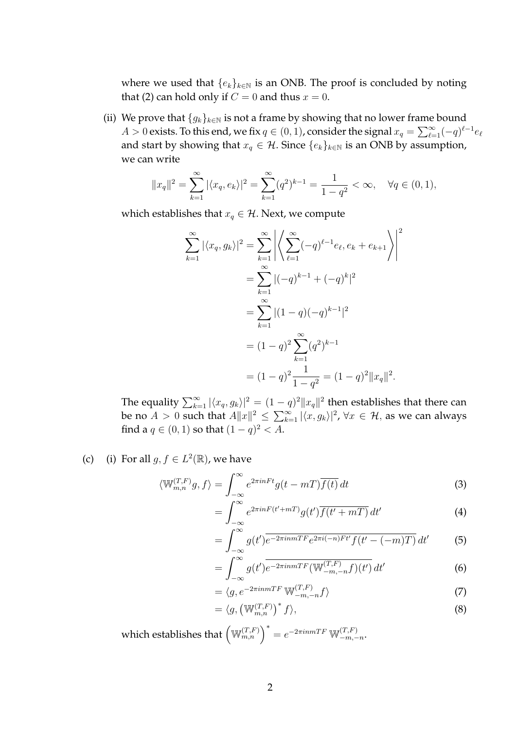where we used that $\{e_k\}_{k\in\mathbb{N}}$ is an ONB. The proof is concluded by noting that (2) can hold only if $C = 0$ and thus $x = 0$.

(ii) We prove that $\{g_k\}_{k\in\mathbb{N}}$ is not a frame by showing that no lower frame bound $A > 0$ exists. To this end, we fix $q \in (0, 1)$, consider the signal $x_q = \sum_{\ell=1}^{\infty}(-q)^{\ell-1}e_\ell$ and start by showing that $x_q \in \mathcal{H}$. Since $\{e_k\}_{k\in\mathbb{N}}$ is an ONB by assumption, we can write

$$\|x_q\|^2 = \sum_{k=1}^{\infty} |\langle x_q, e_k\rangle|^2 = \sum_{k=1}^{\infty}(q^2)^{k-1} = \frac{1}{1-q^2} < \infty, \quad \forall q \in (0, 1),$$

which establishes that $x_q \in \mathcal{H}$. Next, we compute

$$\begin{aligned}
\sum_{k=1}^{\infty} |\langle x_q, g_k\rangle|^2 &= \sum_{k=1}^{\infty} \left| \left\langle \sum_{\ell=1}^{\infty}(-q)^{\ell-1}e_\ell, e_k + e_{k+1} \right\rangle \right|^2 \\
&= \sum_{k=1}^{\infty} |(-q)^{k-1} + (-q)^k|^2 \\
&= \sum_{k=1}^{\infty} |(1-q)(-q)^{k-1}|^2 \\
&= (1-q)^2 \sum_{k=1}^{\infty}(q^2)^{k-1} \\
&= (1-q)^2 \frac{1}{1-q^2} = (1-q)^2\|x_q\|^2.
\end{aligned}$$

The equality $\sum_{k=1}^{\infty} |\langle x_q, g_k\rangle|^2 = (1-q)^2\|x_q\|^2$ then establishes that there can be no $A > 0$ such that $A\|x\|^2 \leq \sum_{k=1}^{\infty} |\langle x, g_k\rangle|^2$, $\forall x \in \mathcal{H}$, as we can always find a $q \in (0, 1)$ so that $(1-q)^2 < A$.

(c) (i) For all $g, f \in L^2(\mathbb{R})$, we have

$$\begin{aligned}
\langle \mathbb{W}_{m,n}^{(T,F)} g, f\rangle &= \int_{-\infty}^{\infty} e^{2\pi inFt} g(t - mT)\overline{f(t)}\, dt && (3) \\
&= \int_{-\infty}^{\infty} e^{2\pi inF(t'+mT)} g(t')\overline{f(t' + mT)}\, dt' && (4) \\
&= \int_{-\infty}^{\infty} g(t')\overline{e^{-2\pi inmTF} e^{2\pi i(-n)Ft'} f(t' - (-m)T)}\, dt' && (5) \\
&= \int_{-\infty}^{\infty} g(t')\overline{e^{-2\pi inmTF} (\mathbb{W}_{-m,-n}^{(T,F)} f)(t')}\, dt' && (6) \\
&= \langle g, e^{-2\pi inmTF}\, \mathbb{W}_{-m,-n}^{(T,F)} f\rangle && (7) \\
&= \langle g, \left(\mathbb{W}_{m,n}^{(T,F)}\right)^* f\rangle, && (8)
\end{aligned}$$

which establishes that $\left(\mathbb{W}_{m,n}^{(T,F)}\right)^* = e^{-2\pi inmTF}\, \mathbb{W}_{-m,-n}^{(T,F)}$.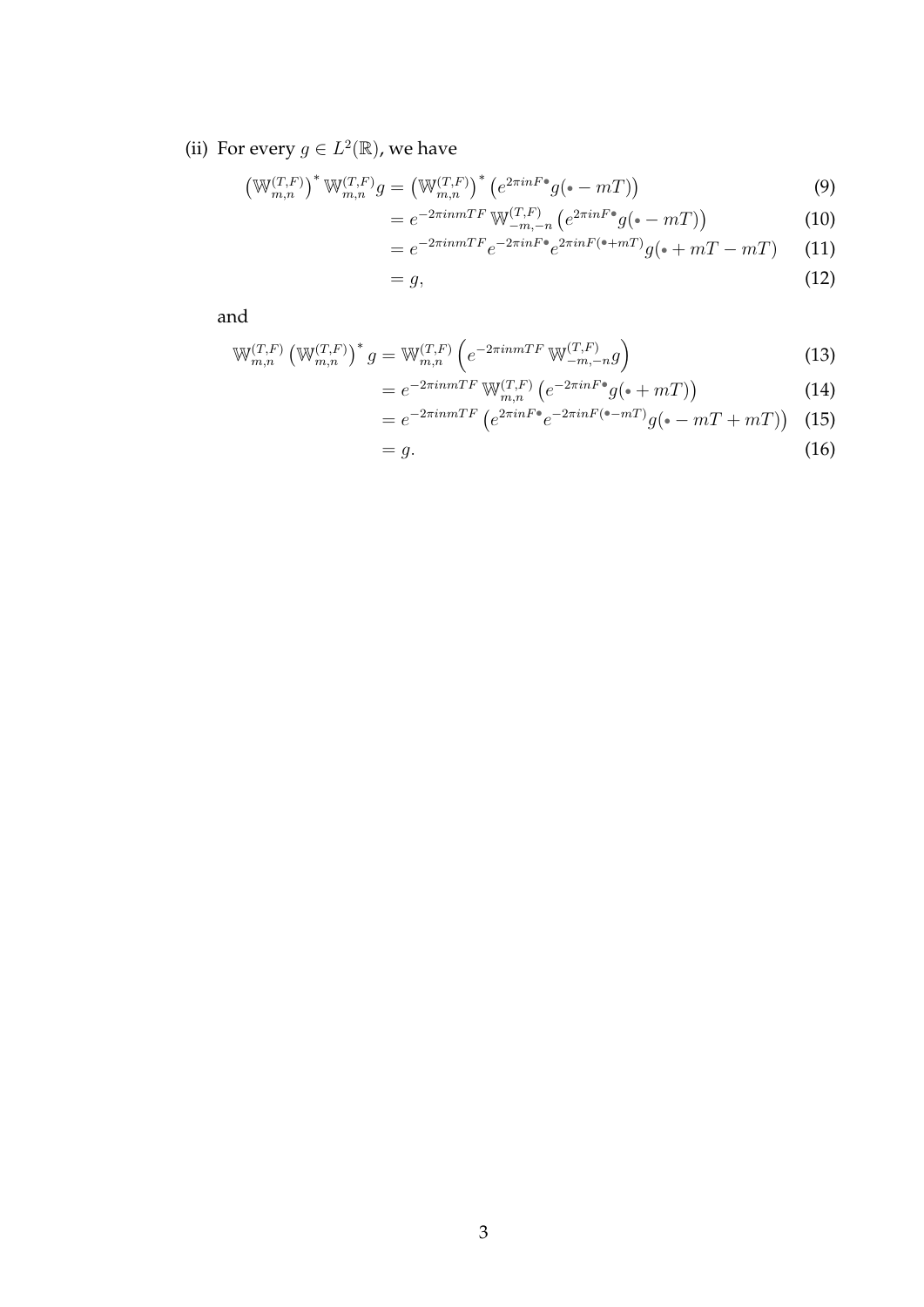(ii) For every $g \in L^2(\mathbb{R})$, we have

$$
\begin{aligned}
\left(\mathbb{W}_{m,n}^{(T,F)}\right)^* \mathbb{W}_{m,n}^{(T,F)} g &= \left(\mathbb{W}_{m,n}^{(T,F)}\right)^* \left(e^{2\pi i n F \bullet} g(\bullet - mT)\right) &(9)\\
&= e^{-2\pi i n m T F}\, \mathbb{W}_{-m,-n}^{(T,F)} \left(e^{2\pi i n F \bullet} g(\bullet - mT)\right) &(10)\\
&= e^{-2\pi i n m T F} e^{-2\pi i n F \bullet} e^{2\pi i n F(\bullet + mT)} g(\bullet + mT - mT) &(11)\\
&= g, &(12)
\end{aligned}
$$

and

$$
\begin{aligned}
\mathbb{W}_{m,n}^{(T,F)} \left(\mathbb{W}_{m,n}^{(T,F)}\right)^* g &= \mathbb{W}_{m,n}^{(T,F)} \left(e^{-2\pi i n m T F}\, \mathbb{W}_{-m,-n}^{(T,F)} g\right) &(13)\\
&= e^{-2\pi i n m T F}\, \mathbb{W}_{m,n}^{(T,F)} \left(e^{-2\pi i n F \bullet} g(\bullet + mT)\right) &(14)\\
&= e^{-2\pi i n m T F} \left(e^{2\pi i n F \bullet} e^{-2\pi i n F(\bullet - mT)} g(\bullet - mT + mT)\right) &(15)\\
&= g. &(16)
\end{aligned}
$$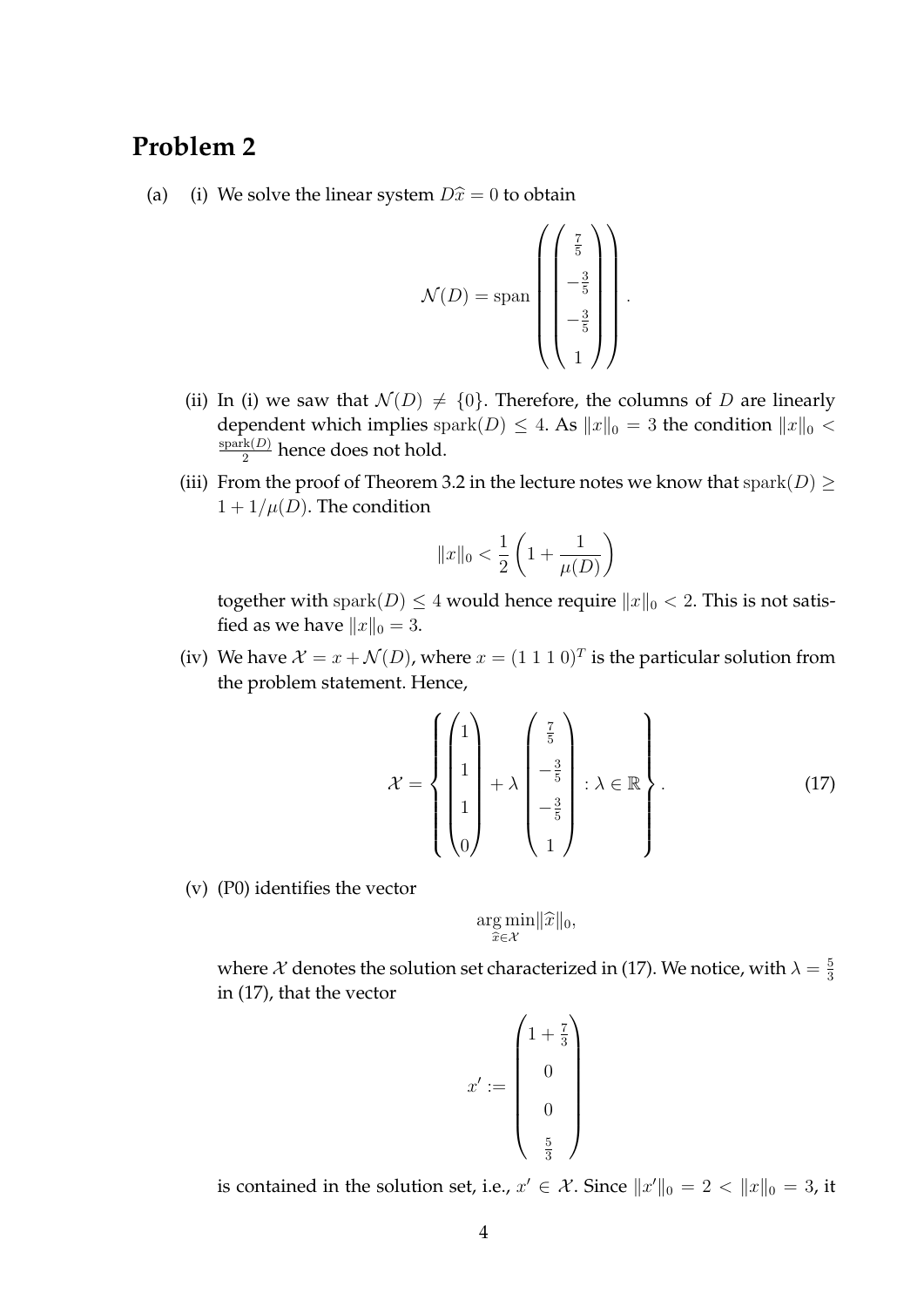## Problem 2

(a) (i) We solve the linear system $D\widehat{x} = 0$ to obtain

$$\mathcal{N}(D) = \operatorname{span}\left(\begin{pmatrix} \frac{7}{5} \\ -\frac{3}{5} \\ -\frac{3}{5} \\ 1 \end{pmatrix}\right).$$

(ii) In (i) we saw that $\mathcal{N}(D) \neq \{0\}$. Therefore, the columns of $D$ are linearly dependent which implies $\operatorname{spark}(D) \leq 4$. As $\|x\|_0 = 3$ the condition $\|x\|_0 < \frac{\operatorname{spark}(D)}{2}$ hence does not hold.

(iii) From the proof of Theorem 3.2 in the lecture notes we know that $\operatorname{spark}(D) \geq 1 + 1/\mu(D)$. The condition

$$\|x\|_0 < \frac{1}{2}\left(1 + \frac{1}{\mu(D)}\right)$$

together with $\operatorname{spark}(D) \leq 4$ would hence require $\|x\|_0 < 2$. This is not satisfied as we have $\|x\|_0 = 3$.

(iv) We have $\mathcal{X} = x + \mathcal{N}(D)$, where $x = (1\ 1\ 1\ 0)^T$ is the particular solution from the problem statement. Hence,

$$\mathcal{X} = \left\{ \begin{pmatrix} 1 \\ 1 \\ 1 \\ 0 \end{pmatrix} + \lambda \begin{pmatrix} \frac{7}{5} \\ -\frac{3}{5} \\ -\frac{3}{5} \\ 1 \end{pmatrix} : \lambda \in \mathbb{R} \right\}. \tag{17}$$

(v) (P0) identifies the vector

$$\underset{\widehat{x} \in \mathcal{X}}{\arg\min} \|\widehat{x}\|_0,$$

where $\mathcal{X}$ denotes the solution set characterized in (17). We notice, with $\lambda = \frac{5}{3}$ in (17), that the vector

$$x' := \begin{pmatrix} 1 + \frac{7}{3} \\ 0 \\ 0 \\ \frac{5}{3} \end{pmatrix}$$

is contained in the solution set, i.e., $x' \in \mathcal{X}$. Since $\|x'\|_0 = 2 < \|x\|_0 = 3$, it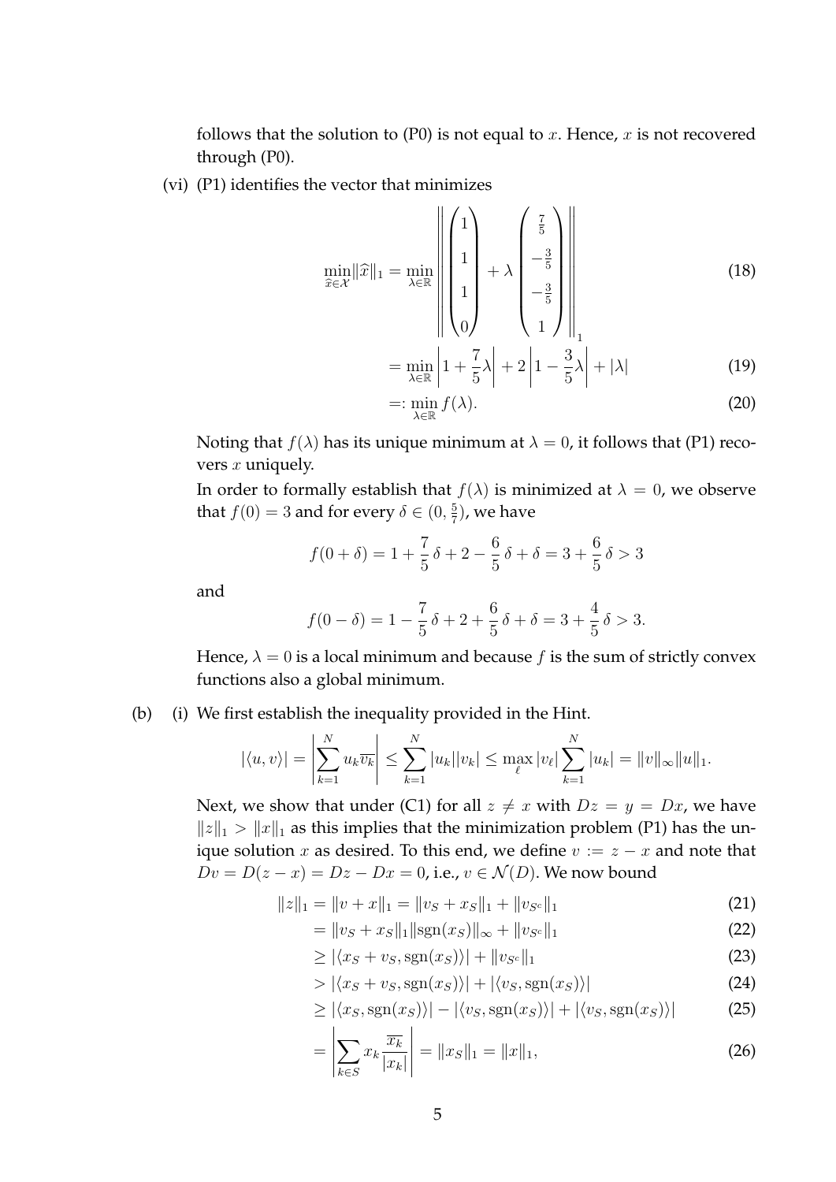follows that the solution to (P0) is not equal to $x$. Hence, $x$ is not recovered through (P0).

(vi) (P1) identifies the vector that minimizes

$$\min_{\widehat{x}\in\mathcal{X}} \|\widehat{x}\|_1 = \min_{\lambda\in\mathbb{R}} \left\| \begin{pmatrix} 1 \\ 1 \\ 1 \\ 0 \end{pmatrix} + \lambda \begin{pmatrix} \frac{7}{5} \\ -\frac{3}{5} \\ -\frac{3}{5} \\ 1 \end{pmatrix} \right\|_1 \tag{18}$$

$$= \min_{\lambda\in\mathbb{R}} \left|1 + \frac{7}{5}\lambda\right| + 2\left|1 - \frac{3}{5}\lambda\right| + |\lambda| \tag{19}$$

$$=: \min_{\lambda\in\mathbb{R}} f(\lambda). \tag{20}$$

Noting that $f(\lambda)$ has its unique minimum at $\lambda = 0$, it follows that (P1) recovers $x$ uniquely.

In order to formally establish that $f(\lambda)$ is minimized at $\lambda = 0$, we observe that $f(0) = 3$ and for every $\delta \in (0, \frac{5}{7})$, we have

$$f(0 + \delta) = 1 + \frac{7}{5}\,\delta + 2 - \frac{6}{5}\,\delta + \delta = 3 + \frac{6}{5}\,\delta > 3$$

and

$$f(0 - \delta) = 1 - \frac{7}{5}\,\delta + 2 + \frac{6}{5}\,\delta + \delta = 3 + \frac{4}{5}\,\delta > 3.$$

Hence, $\lambda = 0$ is a local minimum and because $f$ is the sum of strictly convex functions also a global minimum.

(b) (i) We first establish the inequality provided in the Hint.

$$|\langle u, v\rangle| = \left|\sum_{k=1}^{N} u_k \overline{v_k}\right| \leq \sum_{k=1}^{N} |u_k||v_k| \leq \max_{\ell} |v_\ell| \sum_{k=1}^{N} |u_k| = \|v\|_\infty \|u\|_1.$$

Next, we show that under (C1) for all $z \neq x$ with $Dz = y = Dx$, we have $\|z\|_1 > \|x\|_1$ as this implies that the minimization problem (P1) has the unique solution $x$ as desired. To this end, we define $v := z - x$ and note that $Dv = D(z - x) = Dz - Dx = 0$, i.e., $v \in \mathcal{N}(D)$. We now bound

$$\|z\|_1 = \|v + x\|_1 = \|v_S + x_S\|_1 + \|v_{S^c}\|_1 \tag{21}$$

$$= \|v_S + x_S\|_1 \|\mathrm{sgn}(x_S)\|_\infty + \|v_{S^c}\|_1 \tag{22}$$

$$\geq |\langle x_S + v_S, \mathrm{sgn}(x_S)\rangle| + \|v_{S^c}\|_1 \tag{23}$$

$$> |\langle x_S + v_S, \mathrm{sgn}(x_S)\rangle| + |\langle v_S, \mathrm{sgn}(x_S)\rangle| \tag{24}$$

$$\geq |\langle x_S, \mathrm{sgn}(x_S)\rangle| - |\langle v_S, \mathrm{sgn}(x_S)\rangle| + |\langle v_S, \mathrm{sgn}(x_S)\rangle| \tag{25}$$

$$= \left|\sum_{k\in S} x_k \frac{\overline{x_k}}{|x_k|}\right| = \|x_S\|_1 = \|x\|_1, \tag{26}$$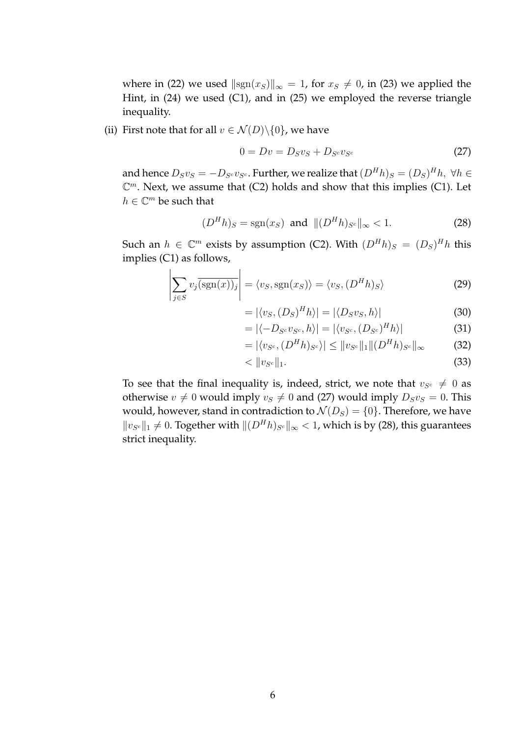where in (22) we used $\|\text{sgn}(x_S)\|_\infty = 1$, for $x_S \neq 0$, in (23) we applied the Hint, in (24) we used (C1), and in (25) we employed the reverse triangle inequality.

(ii) First note that for all $v \in \mathcal{N}(D)\backslash\{0\}$, we have

$$0 = Dv = D_S v_S + D_{S^c} v_{S^c} \tag{27}$$

and hence $D_S v_S = -D_{S^c} v_{S^c}$. Further, we realize that $(D^H h)_S = (D_S)^H h,\ \forall h \in \mathbb{C}^m$. Next, we assume that (C2) holds and show that this implies (C1). Let $h \in \mathbb{C}^m$ be such that

$$(D^H h)_S = \text{sgn}(x_S) \ \text{ and } \ \|(D^H h)_{S^c}\|_\infty < 1. \tag{28}$$

Such an $h \in \mathbb{C}^m$ exists by assumption (C2). With $(D^H h)_S = (D_S)^H h$ this implies (C1) as follows,

$$\left| \sum_{j \in S} v_j \overline{(\text{sgn}(x))_j} \right| = \langle v_S, \text{sgn}(x_S) \rangle = \langle v_S, (D^H h)_S \rangle \tag{29}$$

$$= |\langle v_S, (D_S)^H h \rangle| = |\langle D_S v_S, h \rangle| \tag{30}$$

$$= |\langle -D_{S^c} v_{S^c}, h \rangle| = |\langle v_{S^c}, (D_{S^c})^H h \rangle| \tag{31}$$

$$= |\langle v_{S^c}, (D^H h)_{S^c} \rangle| \leq \|v_{S^c}\|_1 \|(D^H h)_{S^c}\|_\infty \tag{32}$$

$$< \|v_{S^c}\|_1. \tag{33}$$

To see that the final inequality is, indeed, strict, we note that $v_{S^c} \neq 0$ as otherwise $v \neq 0$ would imply $v_S \neq 0$ and (27) would imply $D_S v_S = 0$. This would, however, stand in contradiction to $\mathcal{N}(D_S) = \{0\}$. Therefore, we have $\|v_{S^c}\|_1 \neq 0$. Together with $\|(D^H h)_{S^c}\|_\infty < 1$, which is by (28), this guarantees strict inequality.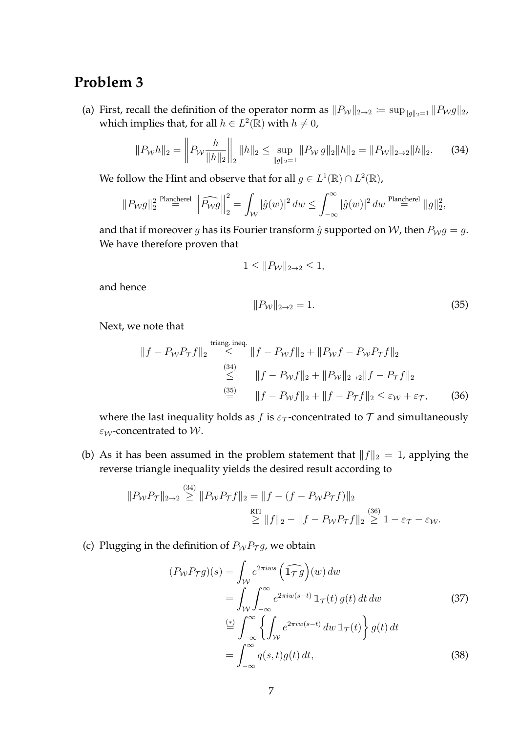## Problem 3

(a) First, recall the definition of the operator norm as $\|P_\mathcal{W}\|_{2\to 2} := \sup_{\|g\|_2=1} \|P_\mathcal{W} g\|_2$, which implies that, for all $h \in L^2(\mathbb{R})$ with $h \neq 0$,

$$\|P_\mathcal{W} h\|_2 = \left\| P_\mathcal{W} \frac{h}{\|h\|_2} \right\|_2 \|h\|_2 \leq \sup_{\|g\|_2=1} \|P_\mathcal{W}\, g\|_2 \|h\|_2 = \|P_\mathcal{W}\|_{2\to 2} \|h\|_2. \tag{34}$$

We follow the Hint and observe that for all $g \in L^1(\mathbb{R}) \cap L^2(\mathbb{R})$,

$$\|P_\mathcal{W} g\|_2^2 \overset{\text{Plancherel}}{=} \left\| \widehat{P_\mathcal{W} g} \right\|_2^2 = \int_\mathcal{W} |\hat{g}(w)|^2\, dw \leq \int_{-\infty}^{\infty} |\hat{g}(w)|^2\, dw \overset{\text{Plancherel}}{=} \|g\|_2^2,$$

and that if moreover $g$ has its Fourier transform $\hat{g}$ supported on $\mathcal{W}$, then $P_\mathcal{W} g = g$. We have therefore proven that

$$1 \leq \|P_\mathcal{W}\|_{2\to 2} \leq 1,$$

and hence

$$\|P_\mathcal{W}\|_{2\to 2} = 1. \tag{35}$$

Next, we note that

$$\begin{aligned}
\|f - P_\mathcal{W} P_\mathcal{T} f\|_2 &\overset{\text{triang. ineq.}}{\leq} \|f - P_\mathcal{W} f\|_2 + \|P_\mathcal{W} f - P_\mathcal{W} P_\mathcal{T} f\|_2 \\
&\overset{(34)}{\leq} \|f - P_\mathcal{W} f\|_2 + \|P_\mathcal{W}\|_{2\to 2} \|f - P_\mathcal{T} f\|_2 \\
&\overset{(35)}{=} \|f - P_\mathcal{W} f\|_2 + \|f - P_\mathcal{T} f\|_2 \leq \varepsilon_\mathcal{W} + \varepsilon_\mathcal{T},
\end{aligned} \tag{36}$$

where the last inequality holds as $f$ is $\varepsilon_\mathcal{T}$-concentrated to $\mathcal{T}$ and simultaneously $\varepsilon_\mathcal{W}$-concentrated to $\mathcal{W}$.

(b) As it has been assumed in the problem statement that $\|f\|_2 = 1$, applying the reverse triangle inequality yields the desired result according to

$$\begin{aligned}
\|P_\mathcal{W} P_\mathcal{T}\|_{2\to 2} &\overset{(34)}{\geq} \|P_\mathcal{W} P_\mathcal{T} f\|_2 = \|f - (f - P_\mathcal{W} P_\mathcal{T} f)\|_2 \\
&\overset{\text{RTI}}{\geq} \|f\|_2 - \|f - P_\mathcal{W} P_\mathcal{T} f\|_2 \overset{(36)}{\geq} 1 - \varepsilon_\mathcal{T} - \varepsilon_\mathcal{W}.
\end{aligned}$$

(c) Plugging in the definition of $P_\mathcal{W} P_\mathcal{T} g$, we obtain

$$\begin{aligned}
(P_\mathcal{W} P_\mathcal{T} g)(s) &= \int_\mathcal{W} e^{2\pi i w s} \left( \widehat{\mathbb{1}_\mathcal{T}\, g} \right)(w)\, dw \\
&= \int_\mathcal{W} \int_{-\infty}^{\infty} e^{2\pi i w (s-t)}\, \mathbb{1}_\mathcal{T}(t)\, g(t)\, dt\, dw \qquad (37) \\
&\overset{(*)}{=} \int_{-\infty}^{\infty} \left\{ \int_\mathcal{W} e^{2\pi i w(s-t)}\, dw\, \mathbb{1}_\mathcal{T}(t) \right\} g(t)\, dt \\
&= \int_{-\infty}^{\infty} q(s,t) g(t)\, dt, \qquad (38)
\end{aligned}$$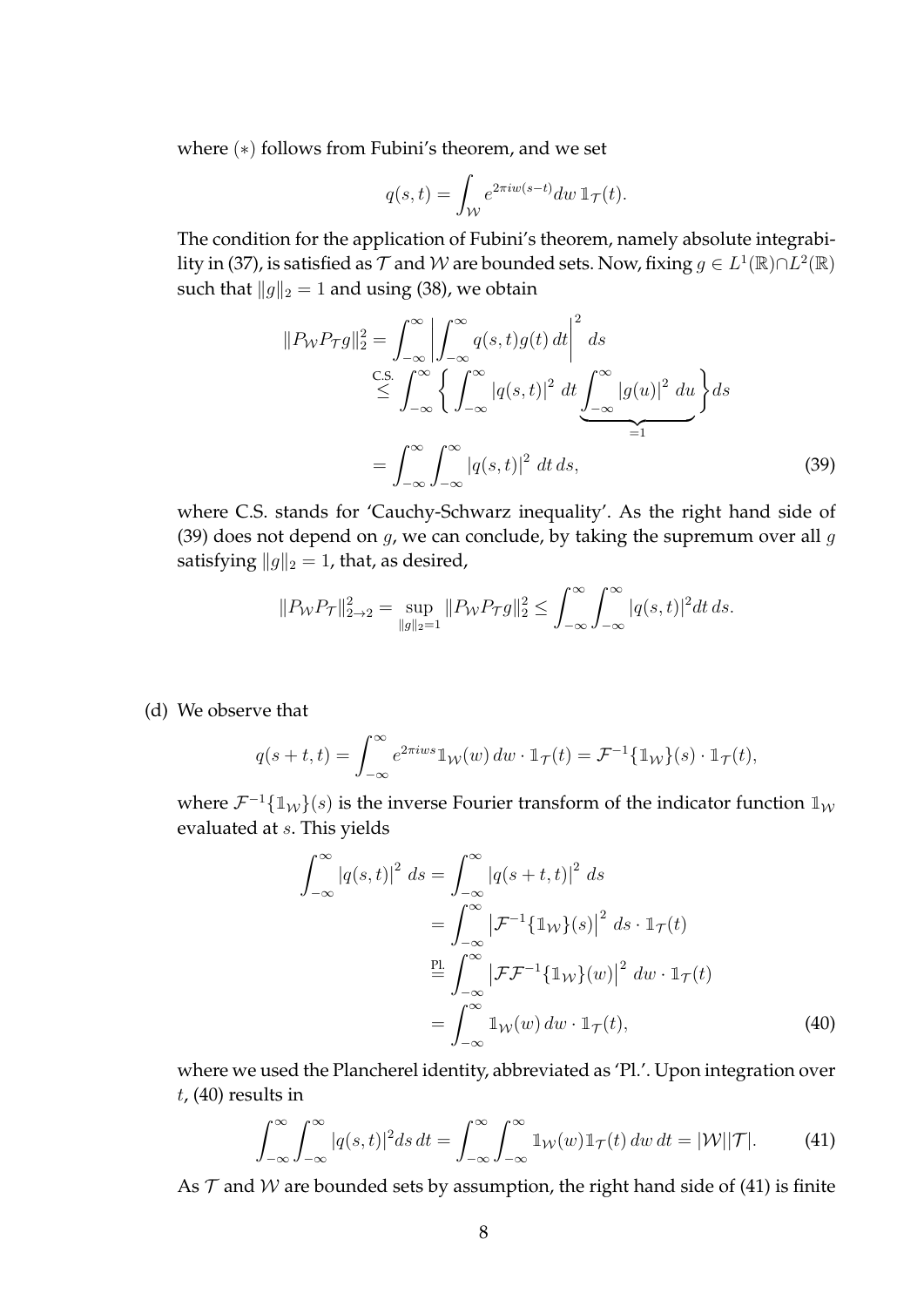where $(*)$ follows from Fubini's theorem, and we set

$$q(s,t) = \int_{\mathcal{W}} e^{2\pi i w(s-t)} dw \, \mathbb{1}_{\mathcal{T}}(t).$$

The condition for the application of Fubini's theorem, namely absolute integrability in (37), is satisfied as $\mathcal{T}$ and $\mathcal{W}$ are bounded sets. Now, fixing $g \in L^1(\mathbb{R}) \cap L^2(\mathbb{R})$ such that $\|g\|_2 = 1$ and using (38), we obtain

$$\begin{aligned}
\|P_{\mathcal{W}} P_{\mathcal{T}} g\|_2^2 &= \int_{-\infty}^{\infty} \left| \int_{-\infty}^{\infty} q(s,t) g(t) \, dt \right|^2 ds \\
&\overset{\text{C.S.}}{\leq} \int_{-\infty}^{\infty} \left\{ \int_{-\infty}^{\infty} |q(s,t)|^2 \, dt \underbrace{\int_{-\infty}^{\infty} |g(u)|^2 \, du}_{=1} \right\} ds \\
&= \int_{-\infty}^{\infty} \int_{-\infty}^{\infty} |q(s,t)|^2 \, dt \, ds, \qquad (39)
\end{aligned}$$

where C.S. stands for 'Cauchy-Schwarz inequality'. As the right hand side of (39) does not depend on $g$, we can conclude, by taking the supremum over all $g$ satisfying $\|g\|_2 = 1$, that, as desired,

$$\|P_{\mathcal{W}} P_{\mathcal{T}}\|_{2 \to 2}^2 = \sup_{\|g\|_2 = 1} \|P_{\mathcal{W}} P_{\mathcal{T}} g\|_2^2 \leq \int_{-\infty}^{\infty} \int_{-\infty}^{\infty} |q(s,t)|^2 dt \, ds.$$

(d) We observe that

$$q(s+t, t) = \int_{-\infty}^{\infty} e^{2\pi i w s} \mathbb{1}_{\mathcal{W}}(w) \, dw \cdot \mathbb{1}_{\mathcal{T}}(t) = \mathcal{F}^{-1}\{\mathbb{1}_{\mathcal{W}}\}(s) \cdot \mathbb{1}_{\mathcal{T}}(t),$$

where $\mathcal{F}^{-1}\{\mathbb{1}_{\mathcal{W}}\}(s)$ is the inverse Fourier transform of the indicator function $\mathbb{1}_{\mathcal{W}}$ evaluated at $s$. This yields

$$\begin{aligned}
\int_{-\infty}^{\infty} |q(s,t)|^2 \, ds &= \int_{-\infty}^{\infty} |q(s+t,t)|^2 \, ds \\
&= \int_{-\infty}^{\infty} \left| \mathcal{F}^{-1}\{\mathbb{1}_{\mathcal{W}}\}(s) \right|^2 \, ds \cdot \mathbb{1}_{\mathcal{T}}(t) \\
&\overset{\text{Pl.}}{=} \int_{-\infty}^{\infty} \left| \mathcal{F}\mathcal{F}^{-1}\{\mathbb{1}_{\mathcal{W}}\}(w) \right|^2 \, dw \cdot \mathbb{1}_{\mathcal{T}}(t) \\
&= \int_{-\infty}^{\infty} \mathbb{1}_{\mathcal{W}}(w) \, dw \cdot \mathbb{1}_{\mathcal{T}}(t), \qquad (40)
\end{aligned}$$

where we used the Plancherel identity, abbreviated as 'Pl.'. Upon integration over $t$, (40) results in

$$\int_{-\infty}^{\infty} \int_{-\infty}^{\infty} |q(s,t)|^2 ds \, dt = \int_{-\infty}^{\infty} \int_{-\infty}^{\infty} \mathbb{1}_{\mathcal{W}}(w) \mathbb{1}_{\mathcal{T}}(t) \, dw \, dt = |\mathcal{W}||\mathcal{T}|. \qquad (41)$$

As $\mathcal{T}$ and $\mathcal{W}$ are bounded sets by assumption, the right hand side of (41) is finite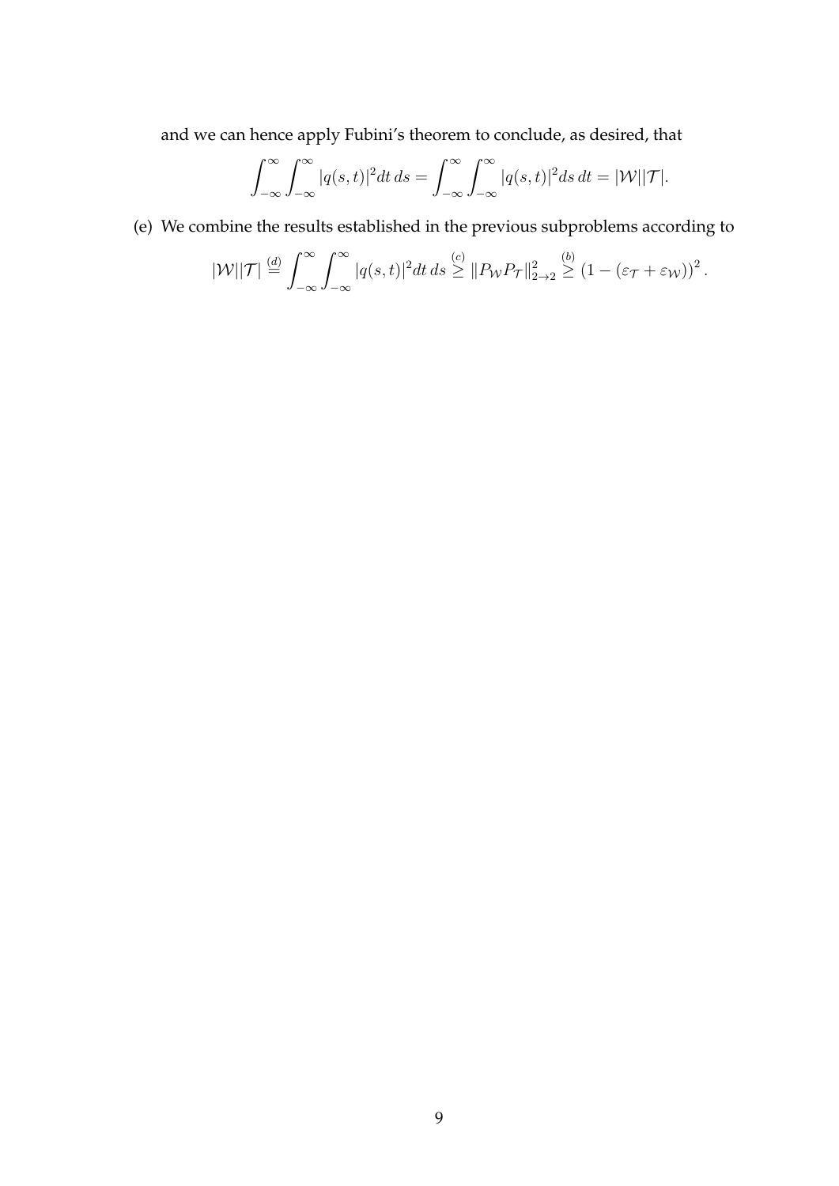and we can hence apply Fubini's theorem to conclude, as desired, that

$$\int_{-\infty}^{\infty}\int_{-\infty}^{\infty}|q(s,t)|^2 dt\, ds = \int_{-\infty}^{\infty}\int_{-\infty}^{\infty}|q(s,t)|^2 ds\, dt = |\mathcal{W}||\mathcal{T}|.$$

(e) We combine the results established in the previous subproblems according to

$$|\mathcal{W}||\mathcal{T}| \overset{(d)}{=} \int_{-\infty}^{\infty}\int_{-\infty}^{\infty}|q(s,t)|^2 dt\, ds \overset{(c)}{\geq} \|P_{\mathcal{W}}P_{\mathcal{T}}\|_{2\to 2}^2 \overset{(b)}{\geq} \left(1-(\varepsilon_{\mathcal{T}}+\varepsilon_{\mathcal{W}})\right)^2.$$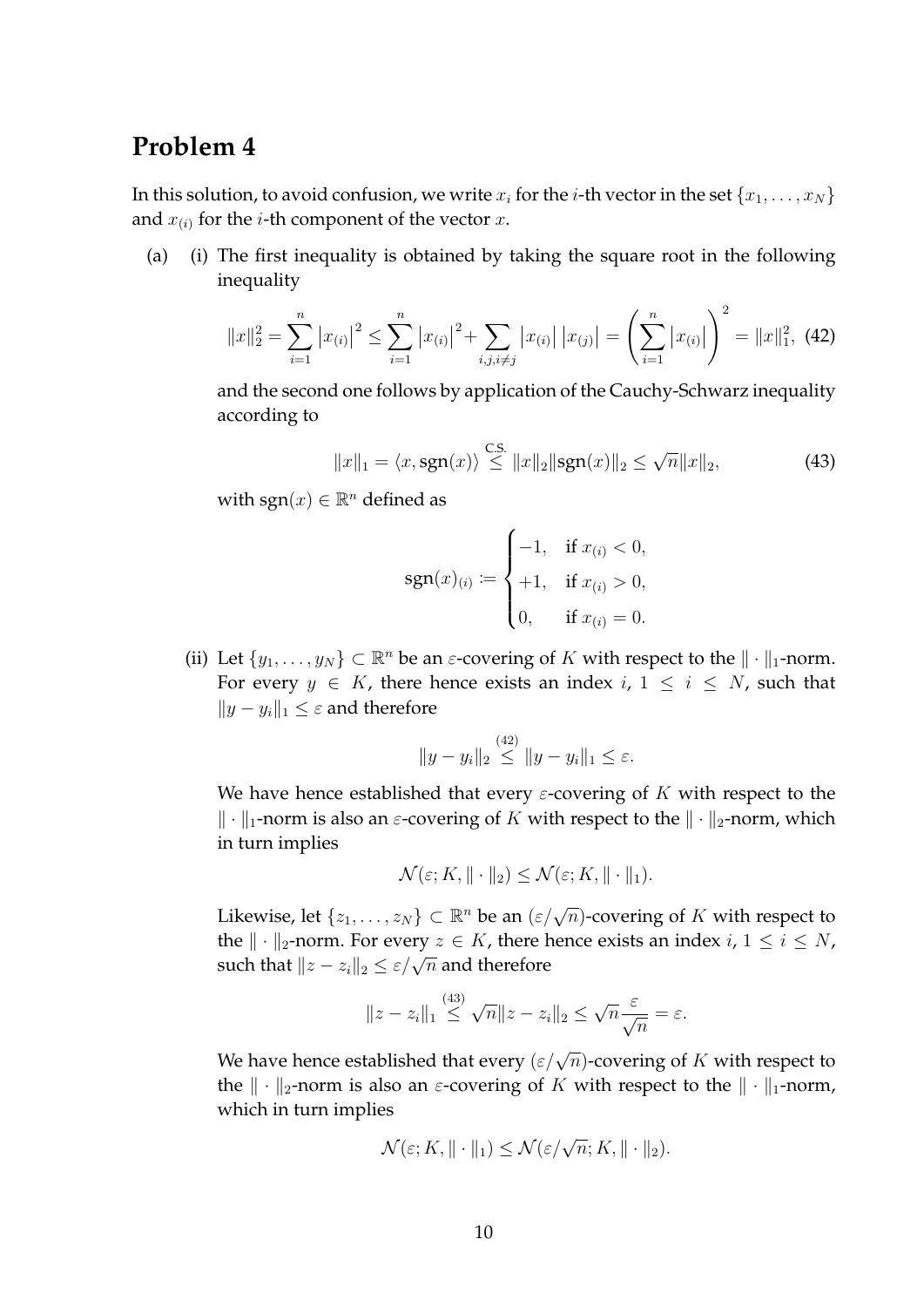## Problem 4

In this solution, to avoid confusion, we write $x_i$ for the $i$-th vector in the set $\{x_1, \ldots, x_N\}$ and $x_{(i)}$ for the $i$-th component of the vector $x$.

(a) (i) The first inequality is obtained by taking the square root in the following inequality

$$\|x\|_2^2 = \sum_{i=1}^{n} \left|x_{(i)}\right|^2 \leq \sum_{i=1}^{n} \left|x_{(i)}\right|^2 + \sum_{i,j,i\neq j} \left|x_{(i)}\right| \left|x_{(j)}\right| = \left(\sum_{i=1}^{n} \left|x_{(i)}\right|\right)^2 = \|x\|_1^2, \tag{42}$$

and the second one follows by application of the Cauchy-Schwarz inequality according to

$$\|x\|_1 = \langle x, \mathrm{sgn}(x) \rangle \overset{\text{C.S.}}{\leq} \|x\|_2 \|\mathrm{sgn}(x)\|_2 \leq \sqrt{n}\|x\|_2, \tag{43}$$

with $\mathrm{sgn}(x) \in \mathbb{R}^n$ defined as

$$\mathrm{sgn}(x)_{(i)} := \begin{cases} -1, & \text{if } x_{(i)} < 0, \\ +1, & \text{if } x_{(i)} > 0, \\ 0, & \text{if } x_{(i)} = 0. \end{cases}$$

(ii) Let $\{y_1, \ldots, y_N\} \subset \mathbb{R}^n$ be an $\varepsilon$-covering of $K$ with respect to the $\|\cdot\|_1$-norm. For every $y \in K$, there hence exists an index $i$, $1 \leq i \leq N$, such that $\|y - y_i\|_1 \leq \varepsilon$ and therefore

$$\|y - y_i\|_2 \overset{(42)}{\leq} \|y - y_i\|_1 \leq \varepsilon.$$

We have hence established that every $\varepsilon$-covering of $K$ with respect to the $\|\cdot\|_1$-norm is also an $\varepsilon$-covering of $K$ with respect to the $\|\cdot\|_2$-norm, which in turn implies

$$\mathcal{N}(\varepsilon; K, \|\cdot\|_2) \leq \mathcal{N}(\varepsilon; K, \|\cdot\|_1).$$

Likewise, let $\{z_1, \ldots, z_N\} \subset \mathbb{R}^n$ be an $(\varepsilon/\sqrt{n})$-covering of $K$ with respect to the $\|\cdot\|_2$-norm. For every $z \in K$, there hence exists an index $i$, $1 \leq i \leq N$, such that $\|z - z_i\|_2 \leq \varepsilon/\sqrt{n}$ and therefore

$$\|z - z_i\|_1 \overset{(43)}{\leq} \sqrt{n}\|z - z_i\|_2 \leq \sqrt{n}\frac{\varepsilon}{\sqrt{n}} = \varepsilon.$$

We have hence established that every $(\varepsilon/\sqrt{n})$-covering of $K$ with respect to the $\|\cdot\|_2$-norm is also an $\varepsilon$-covering of $K$ with respect to the $\|\cdot\|_1$-norm, which in turn implies

$$\mathcal{N}(\varepsilon; K, \|\cdot\|_1) \leq \mathcal{N}(\varepsilon/\sqrt{n}; K, \|\cdot\|_2).$$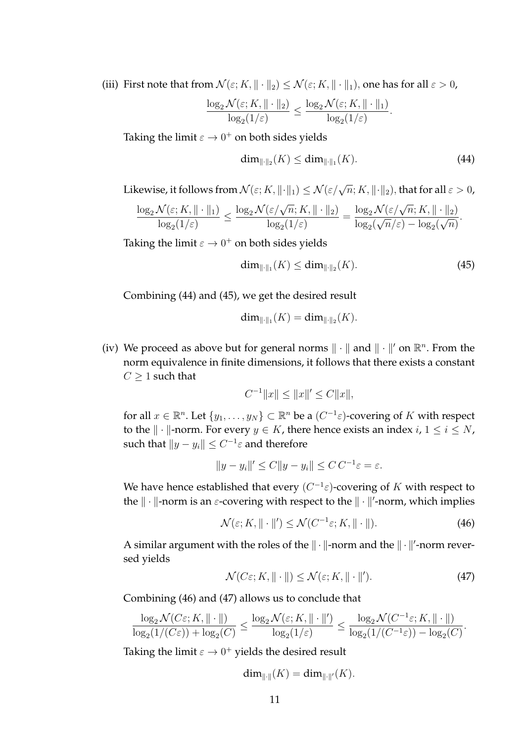(iii) First note that from $\mathcal{N}(\varepsilon; K, \|\cdot\|_2) \leq \mathcal{N}(\varepsilon; K, \|\cdot\|_1)$, one has for all $\varepsilon > 0$,

$$\frac{\log_2 \mathcal{N}(\varepsilon; K, \|\cdot\|_2)}{\log_2(1/\varepsilon)} \leq \frac{\log_2 \mathcal{N}(\varepsilon; K, \|\cdot\|_1)}{\log_2(1/\varepsilon)}.$$

Taking the limit $\varepsilon \to 0^+$ on both sides yields

$$\dim_{\|\cdot\|_2}(K) \leq \dim_{\|\cdot\|_1}(K). \tag{44}$$

Likewise, it follows from $\mathcal{N}(\varepsilon; K, \|\cdot\|_1) \leq \mathcal{N}(\varepsilon/\sqrt{n}; K, \|\cdot\|_2)$, that for all $\varepsilon > 0$,

$$\frac{\log_2 \mathcal{N}(\varepsilon; K, \|\cdot\|_1)}{\log_2(1/\varepsilon)} \leq \frac{\log_2 \mathcal{N}(\varepsilon/\sqrt{n}; K, \|\cdot\|_2)}{\log_2(1/\varepsilon)} = \frac{\log_2 \mathcal{N}(\varepsilon/\sqrt{n}; K, \|\cdot\|_2)}{\log_2(\sqrt{n}/\varepsilon) - \log_2(\sqrt{n})}.$$

Taking the limit $\varepsilon \to 0^+$ on both sides yields

$$\dim_{\|\cdot\|_1}(K) \leq \dim_{\|\cdot\|_2}(K). \tag{45}$$

Combining (44) and (45), we get the desired result

$$\dim_{\|\cdot\|_1}(K) = \dim_{\|\cdot\|_2}(K).$$

(iv) We proceed as above but for general norms $\|\cdot\|$ and $\|\cdot\|'$ on $\mathbb{R}^n$. From the norm equivalence in finite dimensions, it follows that there exists a constant $C \geq 1$ such that

$$C^{-1}\|x\| \leq \|x\|' \leq C\|x\|,$$

for all $x \in \mathbb{R}^n$. Let $\{y_1, \ldots, y_N\} \subset \mathbb{R}^n$ be a $(C^{-1}\varepsilon)$-covering of $K$ with respect to the $\|\cdot\|$-norm. For every $y \in K$, there hence exists an index $i$, $1 \leq i \leq N$, such that $\|y - y_i\| \leq C^{-1}\varepsilon$ and therefore

$$\|y - y_i\|' \leq C\|y - y_i\| \leq C\, C^{-1}\varepsilon = \varepsilon.$$

We have hence established that every $(C^{-1}\varepsilon)$-covering of $K$ with respect to the $\|\cdot\|$-norm is an $\varepsilon$-covering with respect to the $\|\cdot\|'$-norm, which implies

$$\mathcal{N}(\varepsilon; K, \|\cdot\|') \leq \mathcal{N}(C^{-1}\varepsilon; K, \|\cdot\|). \tag{46}$$

A similar argument with the roles of the $\|\cdot\|$-norm and the $\|\cdot\|'$-norm reversed yields

$$\mathcal{N}(C\varepsilon; K, \|\cdot\|) \leq \mathcal{N}(\varepsilon; K, \|\cdot\|'). \tag{47}$$

Combining (46) and (47) allows us to conclude that

$$\frac{\log_2 \mathcal{N}(C\varepsilon; K, \|\cdot\|)}{\log_2(1/(C\varepsilon)) + \log_2(C)} \leq \frac{\log_2 \mathcal{N}(\varepsilon; K, \|\cdot\|')}{\log_2(1/\varepsilon)} \leq \frac{\log_2 \mathcal{N}(C^{-1}\varepsilon; K, \|\cdot\|)}{\log_2(1/(C^{-1}\varepsilon)) - \log_2(C)}.$$

Taking the limit $\varepsilon \to 0^+$ yields the desired result

$$\dim_{\|\cdot\|}(K) = \dim_{\|\cdot\|'}(K).$$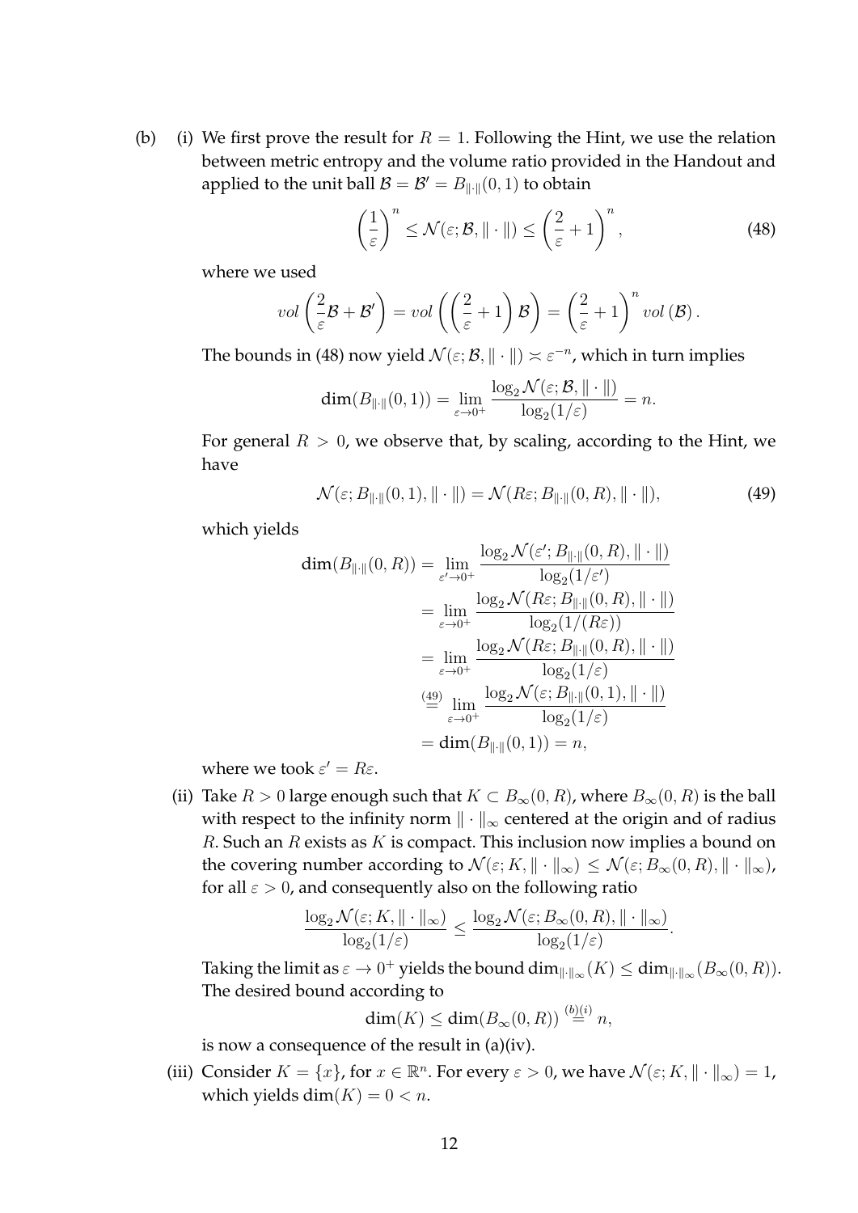(b) (i) We first prove the result for $R = 1$. Following the Hint, we use the relation between metric entropy and the volume ratio provided in the Handout and applied to the unit ball $\mathcal{B} = \mathcal{B}' = B_{\|\cdot\|}(0, 1)$ to obtain

$$\left(\frac{1}{\varepsilon}\right)^n \leq \mathcal{N}(\varepsilon; \mathcal{B}, \|\cdot\|) \leq \left(\frac{2}{\varepsilon} + 1\right)^n, \tag{48}$$

where we used

$$vol\left(\frac{2}{\varepsilon}\mathcal{B} + \mathcal{B}'\right) = vol\left(\left(\frac{2}{\varepsilon} + 1\right)\mathcal{B}\right) = \left(\frac{2}{\varepsilon} + 1\right)^n vol\left(\mathcal{B}\right).$$

The bounds in (48) now yield $\mathcal{N}(\varepsilon; \mathcal{B}, \|\cdot\|) \asymp \varepsilon^{-n}$, which in turn implies

$$\dim(B_{\|\cdot\|}(0, 1)) = \lim_{\varepsilon \to 0^+} \frac{\log_2 \mathcal{N}(\varepsilon; \mathcal{B}, \|\cdot\|)}{\log_2(1/\varepsilon)} = n.$$

For general $R > 0$, we observe that, by scaling, according to the Hint, we have

$$\mathcal{N}(\varepsilon; B_{\|\cdot\|}(0, 1), \|\cdot\|) = \mathcal{N}(R\varepsilon; B_{\|\cdot\|}(0, R), \|\cdot\|), \tag{49}$$

which yields

$$\begin{aligned}
\dim(B_{\|\cdot\|}(0, R)) &= \lim_{\varepsilon' \to 0^+} \frac{\log_2 \mathcal{N}(\varepsilon'; B_{\|\cdot\|}(0, R), \|\cdot\|)}{\log_2(1/\varepsilon')} \\
&= \lim_{\varepsilon \to 0^+} \frac{\log_2 \mathcal{N}(R\varepsilon; B_{\|\cdot\|}(0, R), \|\cdot\|)}{\log_2(1/(R\varepsilon))} \\
&= \lim_{\varepsilon \to 0^+} \frac{\log_2 \mathcal{N}(R\varepsilon; B_{\|\cdot\|}(0, R), \|\cdot\|)}{\log_2(1/\varepsilon)} \\
&\overset{(49)}{=} \lim_{\varepsilon \to 0^+} \frac{\log_2 \mathcal{N}(\varepsilon; B_{\|\cdot\|}(0, 1), \|\cdot\|)}{\log_2(1/\varepsilon)} \\
&= \dim(B_{\|\cdot\|}(0, 1)) = n,
\end{aligned}$$

where we took $\varepsilon' = R\varepsilon$.

(ii) Take $R > 0$ large enough such that $K \subset B_\infty(0, R)$, where $B_\infty(0, R)$ is the ball with respect to the infinity norm $\|\cdot\|_\infty$ centered at the origin and of radius $R$. Such an $R$ exists as $K$ is compact. This inclusion now implies a bound on the covering number according to $\mathcal{N}(\varepsilon; K, \|\cdot\|_\infty) \leq \mathcal{N}(\varepsilon; B_\infty(0, R), \|\cdot\|_\infty)$, for all $\varepsilon > 0$, and consequently also on the following ratio

$$\frac{\log_2 \mathcal{N}(\varepsilon; K, \|\cdot\|_\infty)}{\log_2(1/\varepsilon)} \leq \frac{\log_2 \mathcal{N}(\varepsilon; B_\infty(0, R), \|\cdot\|_\infty)}{\log_2(1/\varepsilon)}.$$

Taking the limit as $\varepsilon \to 0^+$ yields the bound $\dim_{\|\cdot\|_\infty}(K) \leq \dim_{\|\cdot\|_\infty}(B_\infty(0, R))$. The desired bound according to

$$\dim(K) \leq \dim(B_\infty(0, R)) \overset{(b)(i)}{=} n,$$

is now a consequence of the result in (a)(iv).

(iii) Consider $K = \{x\}$, for $x \in \mathbb{R}^n$. For every $\varepsilon > 0$, we have $\mathcal{N}(\varepsilon; K, \|\cdot\|_\infty) = 1$, which yields $\dim(K) = 0 < n$.